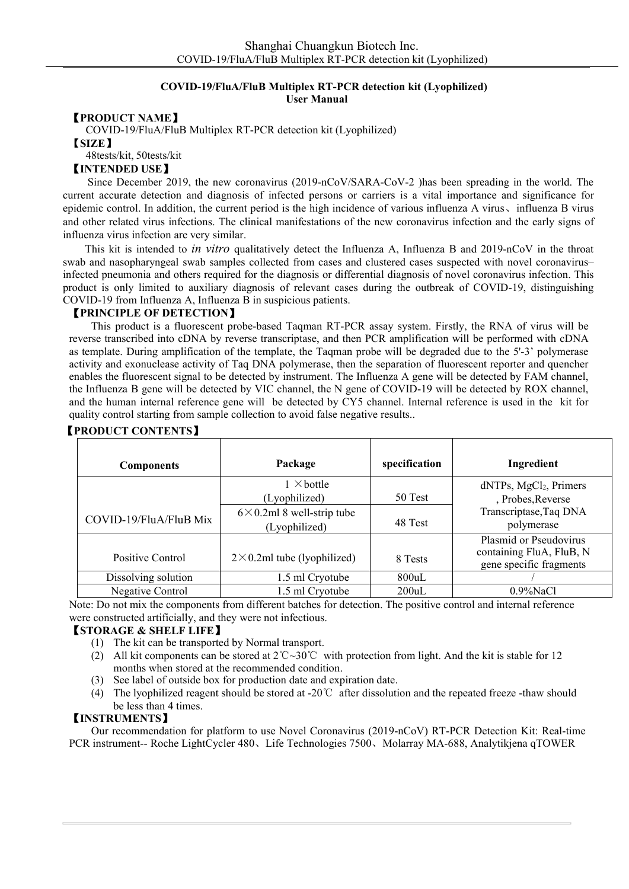# COVID-19/FluA/FluB Multiplex RT-PCR detection kit (Lyophilized)
## User Manual

**【PRODUCT NAME】**

COVID-19/FluA/FluB Multiplex RT-PCR detection kit (Lyophilized)

**【SIZE】**

48tests/kit, 50tests/kit

**【INTENDED USE】**

Since December 2019, the new coronavirus (2019-nCoV/SARA-CoV-2 )has been spreading in the world. The current accurate detection and diagnosis of infected persons or carriers is a vital importance and significance for epidemic control. In addition, the current period is the high incidence of various influenza A virus、influenza B virus and other related virus infections. The clinical manifestations of the new coronavirus infection and the early signs of influenza virus infection are very similar.

This kit is intended to *in vitro* qualitatively detect the Influenza A, Influenza B and 2019-nCoV in the throat swab and nasopharyngeal swab samples collected from cases and clustered cases suspected with novel coronavirus–infected pneumonia and others required for the diagnosis or differential diagnosis of novel coronavirus infection. This product is only limited to auxiliary diagnosis of relevant cases during the outbreak of COVID-19, distinguishing COVID-19 from Influenza A, Influenza B in suspicious patients.

**【PRINCIPLE OF DETECTION】**

This product is a fluorescent probe-based Taqman RT-PCR assay system. Firstly, the RNA of virus will be reverse transcribed into cDNA by reverse transcriptase, and then PCR amplification will be performed with cDNA as template. During amplification of the template, the Taqman probe will be degraded due to the 5'-3' polymerase activity and exonuclease activity of Taq DNA polymerase, then the separation of fluorescent reporter and quencher enables the fluorescent signal to be detected by instrument. The Influenza A gene will be detected by FAM channel, the Influenza B gene will be detected by VIC channel, the N gene of COVID-19 will be detected by ROX channel, and the human internal reference gene will be detected by CY5 channel. Internal reference is used in the kit for quality control starting from sample collection to avoid false negative results..

**【PRODUCT CONTENTS】**

| Components | Package | specification | Ingredient |
|---|---|---|---|
| COVID-19/FluA/FluB Mix | 1 ×bottle (Lyophilized) | 50 Test | dNTPs, $MgCl_2$, Primers , Probes,Reverse Transcriptase,Taq DNA polymerase |
| | 6×0.2ml 8 well-strip tube (Lyophilized) | 48 Test | |
| Positive Control | 2×0.2ml tube (lyophilized) | 8 Tests | Plasmid or Pseudovirus containing FluA, FluB, N gene specific fragments |
| Dissolving solution | 1.5 ml Cryotube | 800uL | / |
| Negative Control | 1.5 ml Cryotube | 200uL | 0.9%NaCl |

Note: Do not mix the components from different batches for detection. The positive control and internal reference were constructed artificially, and they were not infectious.

**【STORAGE & SHELF LIFE】**

1. The kit can be transported by Normal transport.
2. All kit components can be stored at 2℃~30℃ with protection from light. And the kit is stable for 12 months when stored at the recommended condition.
3. See label of outside box for production date and expiration date.
4. The lyophilized reagent should be stored at -20℃ after dissolution and the repeated freeze -thaw should be less than 4 times.

**【INSTRUMENTS】**

Our recommendation for platform to use Novel Coronavirus (2019-nCoV) RT-PCR Detection Kit: Real-time PCR instrument-- Roche LightCycler 480、Life Technologies 7500、Molarray MA-688, Analytikjena qTOWER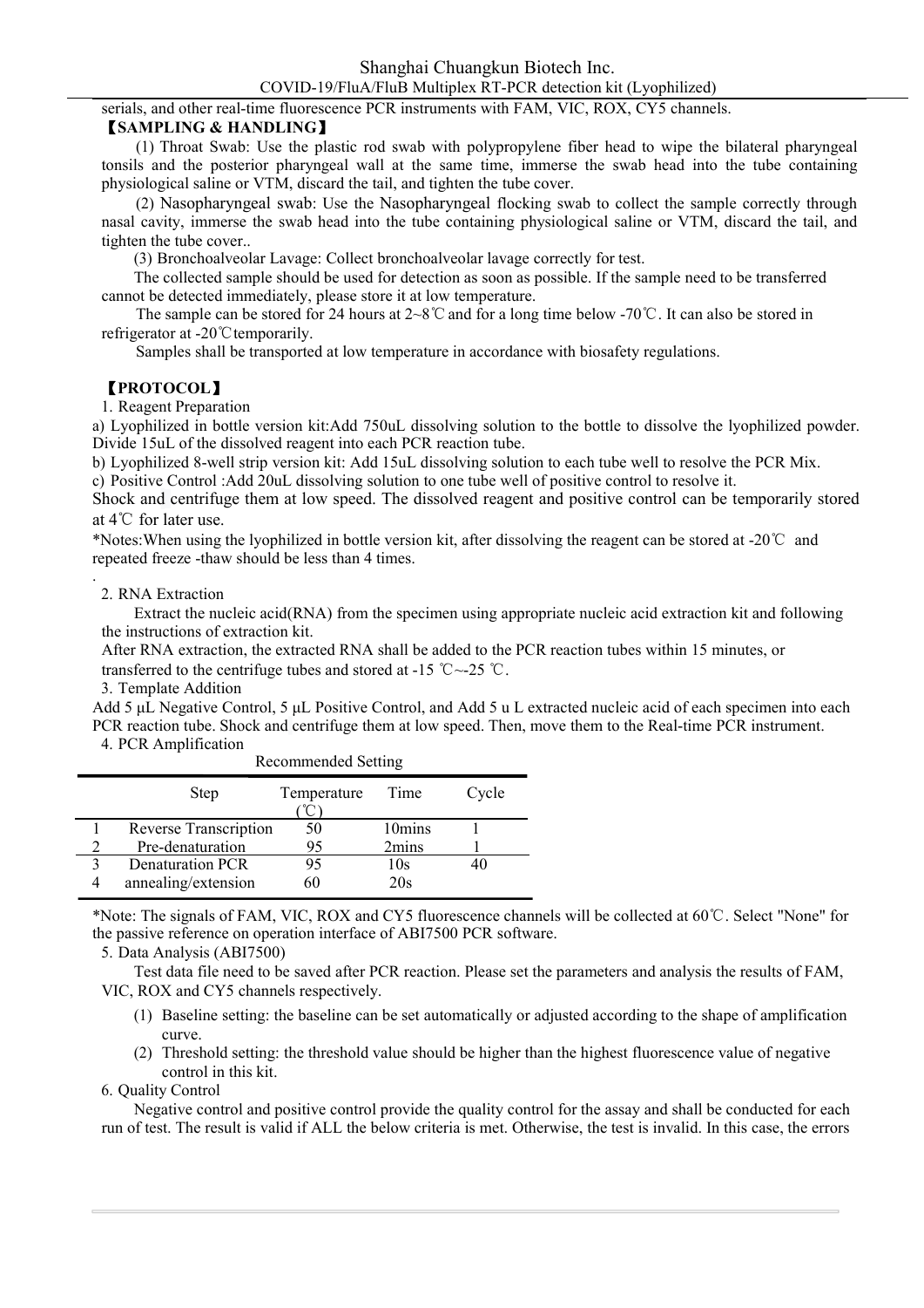serials, and other real-time fluorescence PCR instruments with FAM, VIC, ROX, CY5 channels.

## 【SAMPLING & HANDLING】

(1) Throat Swab: Use the plastic rod swab with polypropylene fiber head to wipe the bilateral pharyngeal tonsils and the posterior pharyngeal wall at the same time, immerse the swab head into the tube containing physiological saline or VTM, discard the tail, and tighten the tube cover.

(2) Nasopharyngeal swab: Use the Nasopharyngeal flocking swab to collect the sample correctly through nasal cavity, immerse the swab head into the tube containing physiological saline or VTM, discard the tail, and tighten the tube cover..

(3) Bronchoalveolar Lavage: Collect bronchoalveolar lavage correctly for test.

The collected sample should be used for detection as soon as possible. If the sample need to be transferred cannot be detected immediately, please store it at low temperature.

The sample can be stored for 24 hours at 2~8℃ and for a long time below -70℃. It can also be stored in refrigerator at -20℃temporarily.

Samples shall be transported at low temperature in accordance with biosafety regulations.

## 【PROTOCOL】

1. Reagent Preparation

a) Lyophilized in bottle version kit:Add 750uL dissolving solution to the bottle to dissolve the lyophilized powder. Divide 15uL of the dissolved reagent into each PCR reaction tube.

b) Lyophilized 8-well strip version kit: Add 15uL dissolving solution to each tube well to resolve the PCR Mix.

c) Positive Control :Add 20uL dissolving solution to one tube well of positive control to resolve it.

Shock and centrifuge them at low speed. The dissolved reagent and positive control can be temporarily stored at 4℃ for later use.

*Notes:When using the lyophilized in bottle version kit, after dissolving the reagent can be stored at -20℃ and repeated freeze -thaw should be less than 4 times.

.

2. RNA Extraction

Extract the nucleic acid(RNA) from the specimen using appropriate nucleic acid extraction kit and following the instructions of extraction kit.

After RNA extraction, the extracted RNA shall be added to the PCR reaction tubes within 15 minutes, or transferred to the centrifuge tubes and stored at -15 ℃~-25 ℃.

3. Template Addition

Add 5 μL Negative Control, 5 μL Positive Control, and Add 5 u L extracted nucleic acid of each specimen into each PCR reaction tube. Shock and centrifuge them at low speed. Then, move them to the Real-time PCR instrument.

4. PCR Amplification

Recommended Setting

| | Step | Temperature (℃) | Time | Cycle |
|---|---|---|---|---|
| 1 | Reverse Transcription | 50 | 10mins | 1 |
| 2 | Pre-denaturation | 95 | 2mins | 1 |
| 3 | Denaturation PCR | 95 | 10s | 40 |
| 4 | annealing/extension | 60 | 20s | |

*Note: The signals of FAM, VIC, ROX and CY5 fluorescence channels will be collected at 60℃. Select "None" for the passive reference on operation interface of ABI7500 PCR software.

5. Data Analysis (ABI7500)

Test data file need to be saved after PCR reaction. Please set the parameters and analysis the results of FAM, VIC, ROX and CY5 channels respectively.

(1) Baseline setting: the baseline can be set automatically or adjusted according to the shape of amplification curve.

(2) Threshold setting: the threshold value should be higher than the highest fluorescence value of negative control in this kit.

6. Quality Control

Negative control and positive control provide the quality control for the assay and shall be conducted for each run of test. The result is valid if ALL the below criteria is met. Otherwise, the test is invalid. In this case, the errors